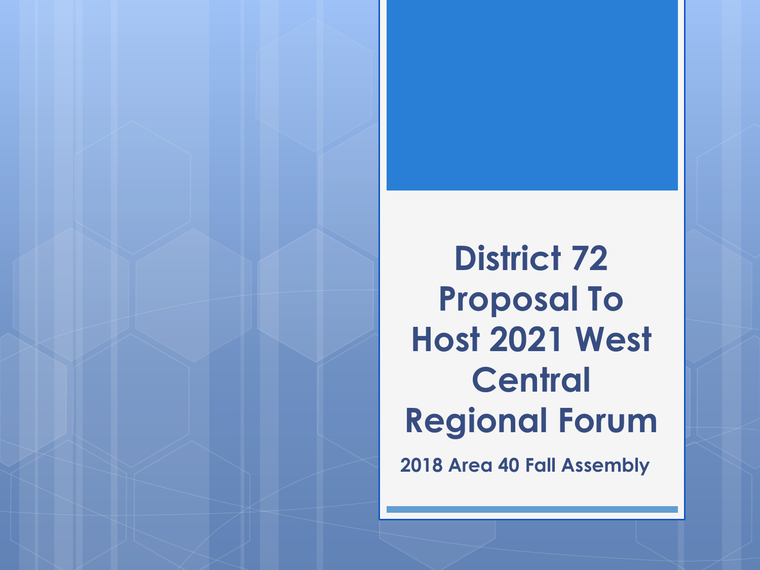# District 72 Proposal To Host 2021 West Central Regional Forum

**2018 Area 40 Fall Assembly**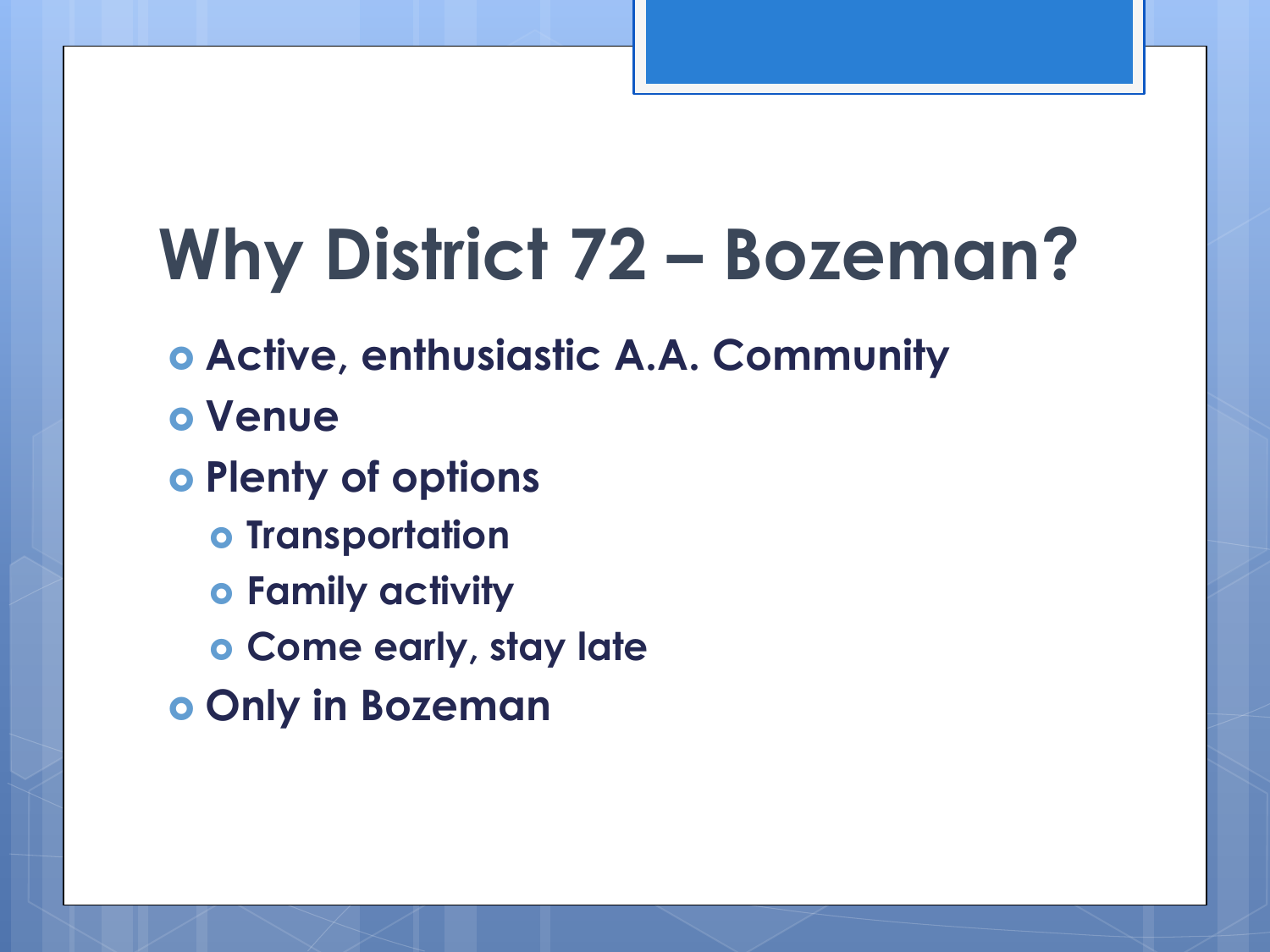# Why District 72 – Bozeman?

- **Active, enthusiastic A.A. Community**
- **Venue**
- **Plenty of options**
  - **Transportation**
  - **Family activity**
  - **Come early, stay late**
- **Only in Bozeman**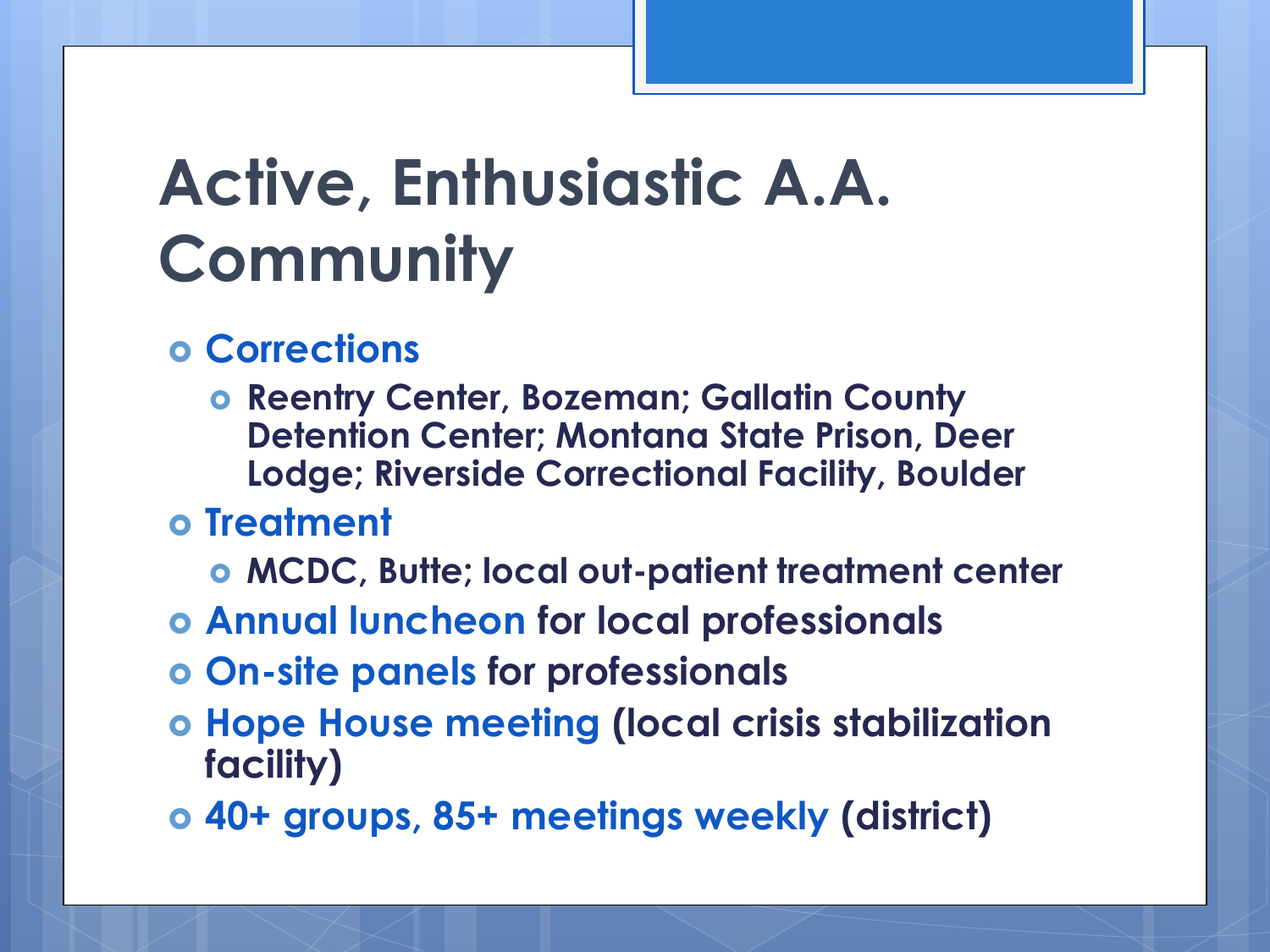# Active, Enthusiastic A.A. Community

- **Corrections**
  - **Reentry Center, Bozeman; Gallatin County Detention Center; Montana State Prison, Deer Lodge; Riverside Correctional Facility, Boulder**
- **Treatment**
  - **MCDC, Butte; local out-patient treatment center**
- **Annual luncheon for local professionals**
- **On-site panels for professionals**
- **Hope House meeting (local crisis stabilization facility)**
- **40+ groups, 85+ meetings weekly (district)**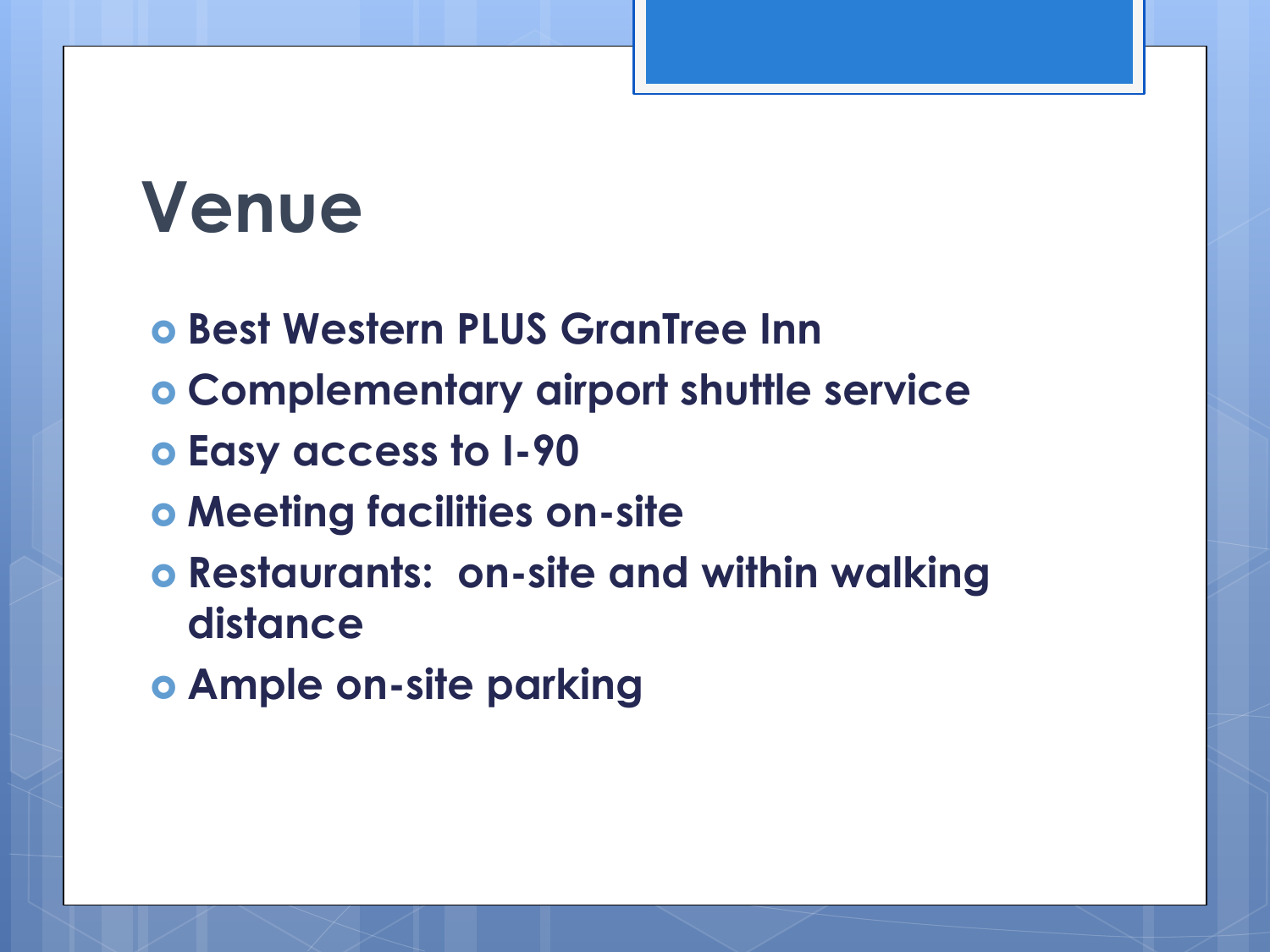# Venue

- Best Western PLUS GranTree Inn
- Complementary airport shuttle service
- Easy access to I-90
- Meeting facilities on-site
- Restaurants:  on-site and within walking distance
- Ample on-site parking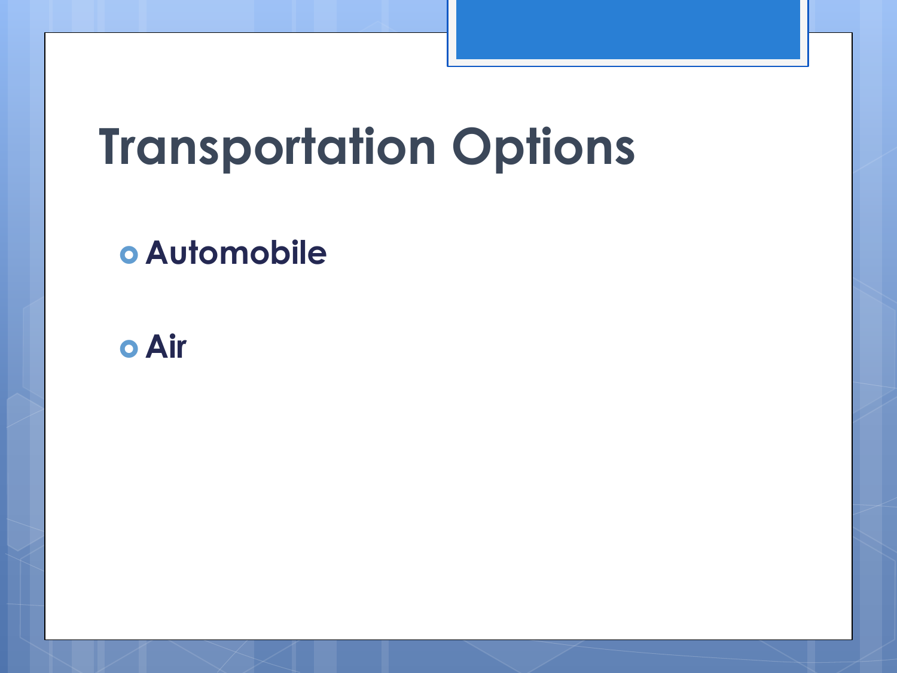# Transportation Options

- **Automobile**
- **Air**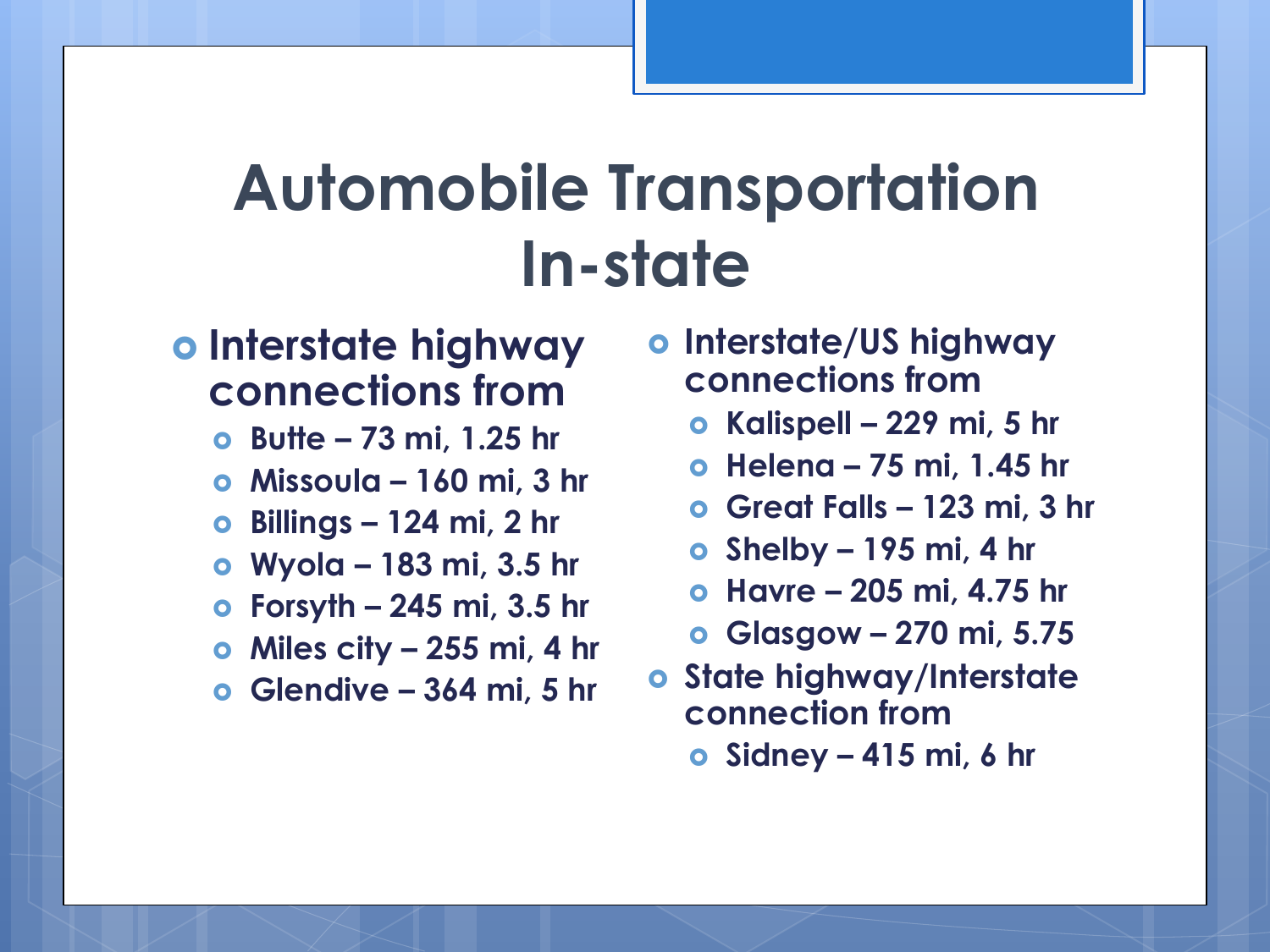# Automobile Transportation In-state

- **Interstate highway connections from**
  - **Butte – 73 mi, 1.25 hr**
  - **Missoula – 160 mi, 3 hr**
  - **Billings – 124 mi, 2 hr**
  - **Wyola – 183 mi, 3.5 hr**
  - **Forsyth – 245 mi, 3.5 hr**
  - **Miles city – 255 mi, 4 hr**
  - **Glendive – 364 mi, 5 hr**
- **Interstate/US highway connections from**
  - **Kalispell – 229 mi, 5 hr**
  - **Helena – 75 mi, 1.45 hr**
  - **Great Falls – 123 mi, 3 hr**
  - **Shelby – 195 mi, 4 hr**
  - **Havre – 205 mi, 4.75 hr**
  - **Glasgow – 270 mi, 5.75**
- **State highway/Interstate connection from**
  - **Sidney – 415 mi, 6 hr**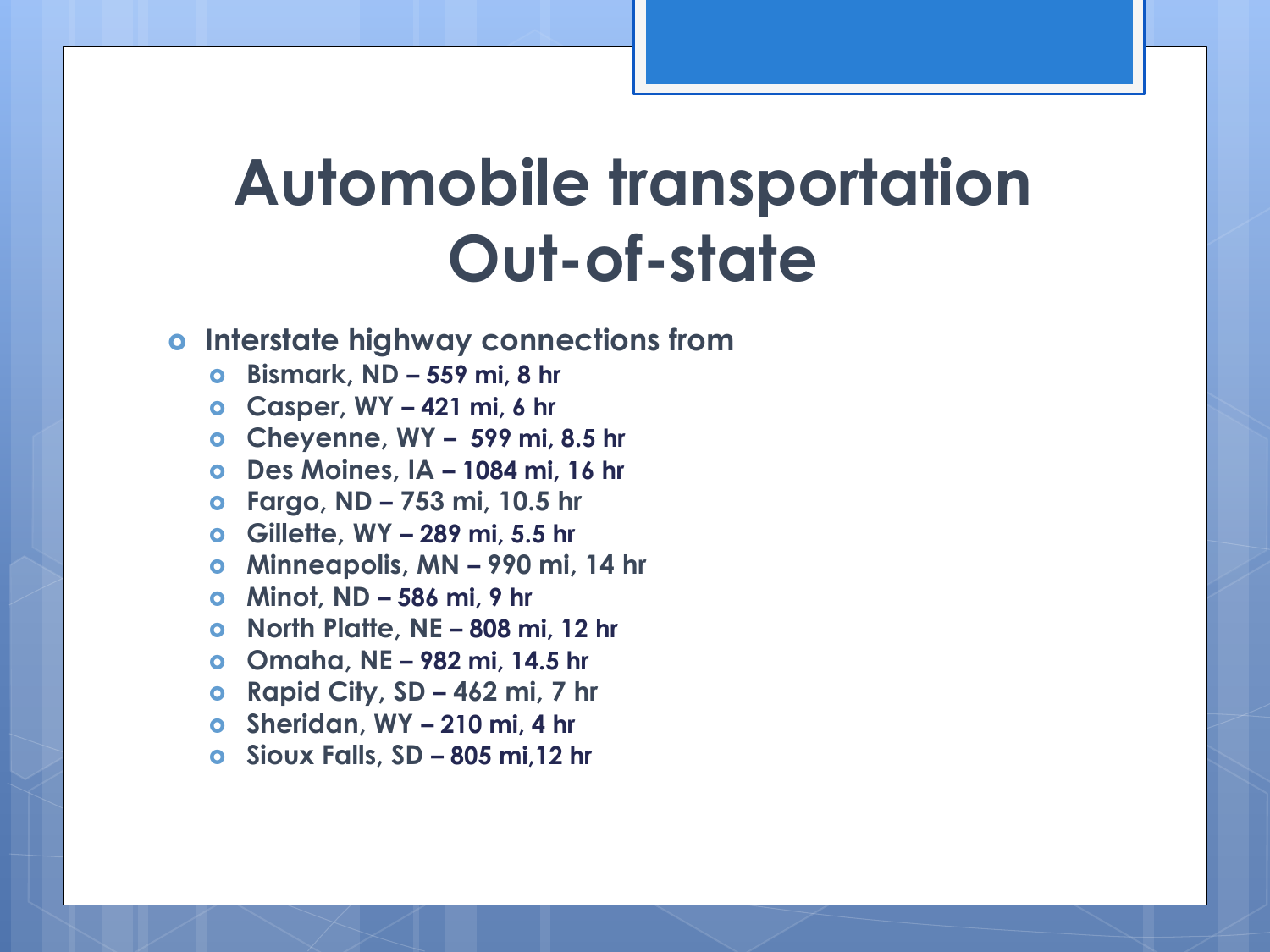# Automobile transportation Out-of-state

- Interstate highway connections from
  - Bismark, ND – 559 mi, 8 hr
  - Casper, WY – 421 mi, 6 hr
  - Cheyenne, WY – 599 mi, 8.5 hr
  - Des Moines, IA – 1084 mi, 16 hr
  - Fargo, ND – 753 mi, 10.5 hr
  - Gillette, WY – 289 mi, 5.5 hr
  - Minneapolis, MN – 990 mi, 14 hr
  - Minot, ND – 586 mi, 9 hr
  - North Platte, NE – 808 mi, 12 hr
  - Omaha, NE – 982 mi, 14.5 hr
  - Rapid City, SD – 462 mi, 7 hr
  - Sheridan, WY – 210 mi, 4 hr
  - Sioux Falls, SD – 805 mi,12 hr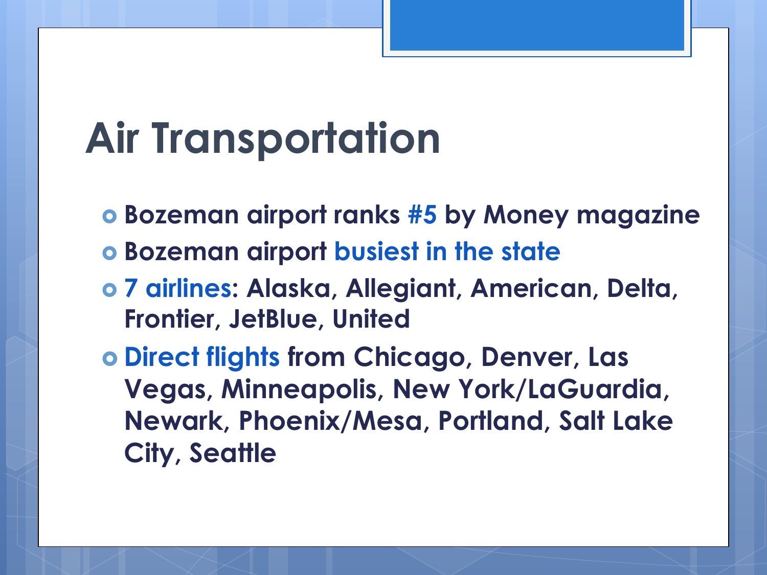# Air Transportation

- Bozeman airport ranks #5 by Money magazine
- Bozeman airport busiest in the state
- 7 airlines: Alaska, Allegiant, American, Delta, Frontier, JetBlue, United
- Direct flights from Chicago, Denver, Las Vegas, Minneapolis, New York/LaGuardia, Newark, Phoenix/Mesa, Portland, Salt Lake City, Seattle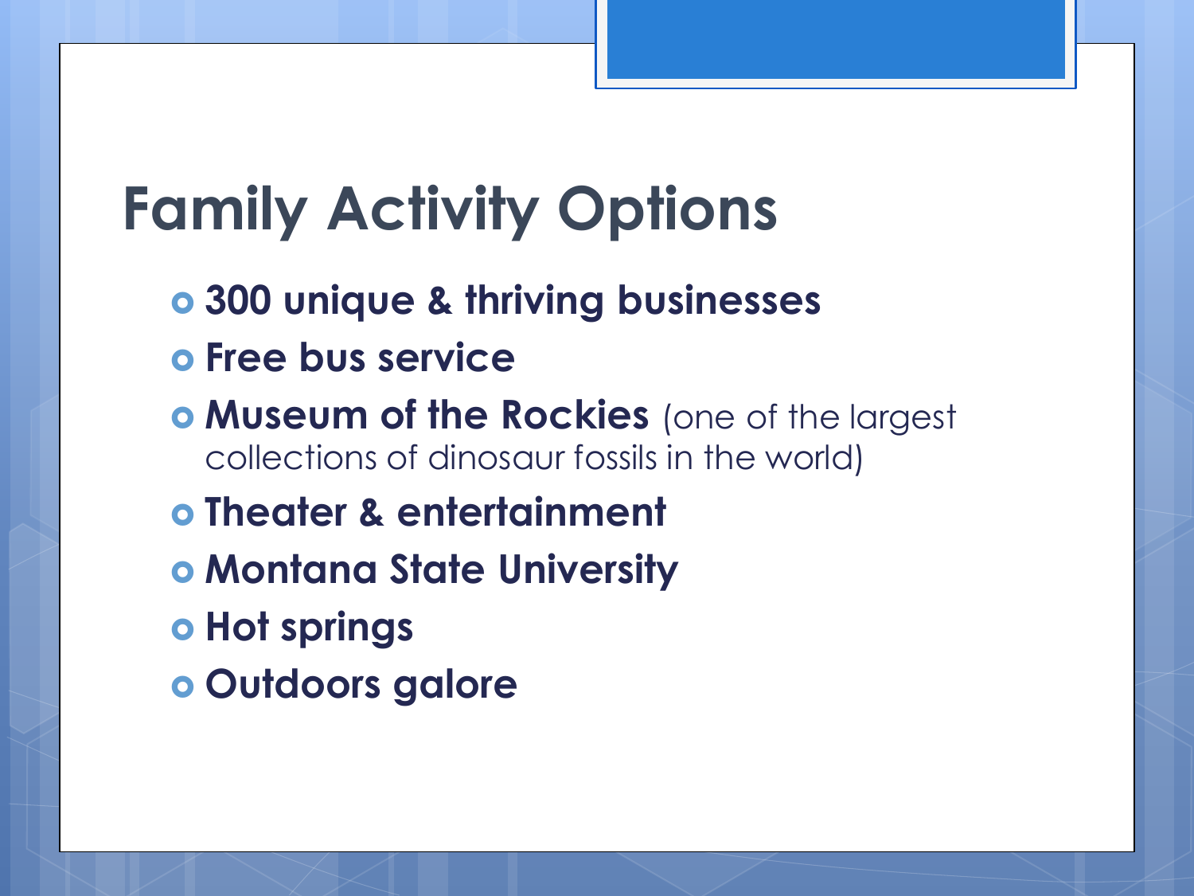# Family Activity Options

- **300 unique & thriving businesses**
- **Free bus service**
- **Museum of the Rockies** (one of the largest collections of dinosaur fossils in the world)
- **Theater & entertainment**
- **Montana State University**
- **Hot springs**
- **Outdoors galore**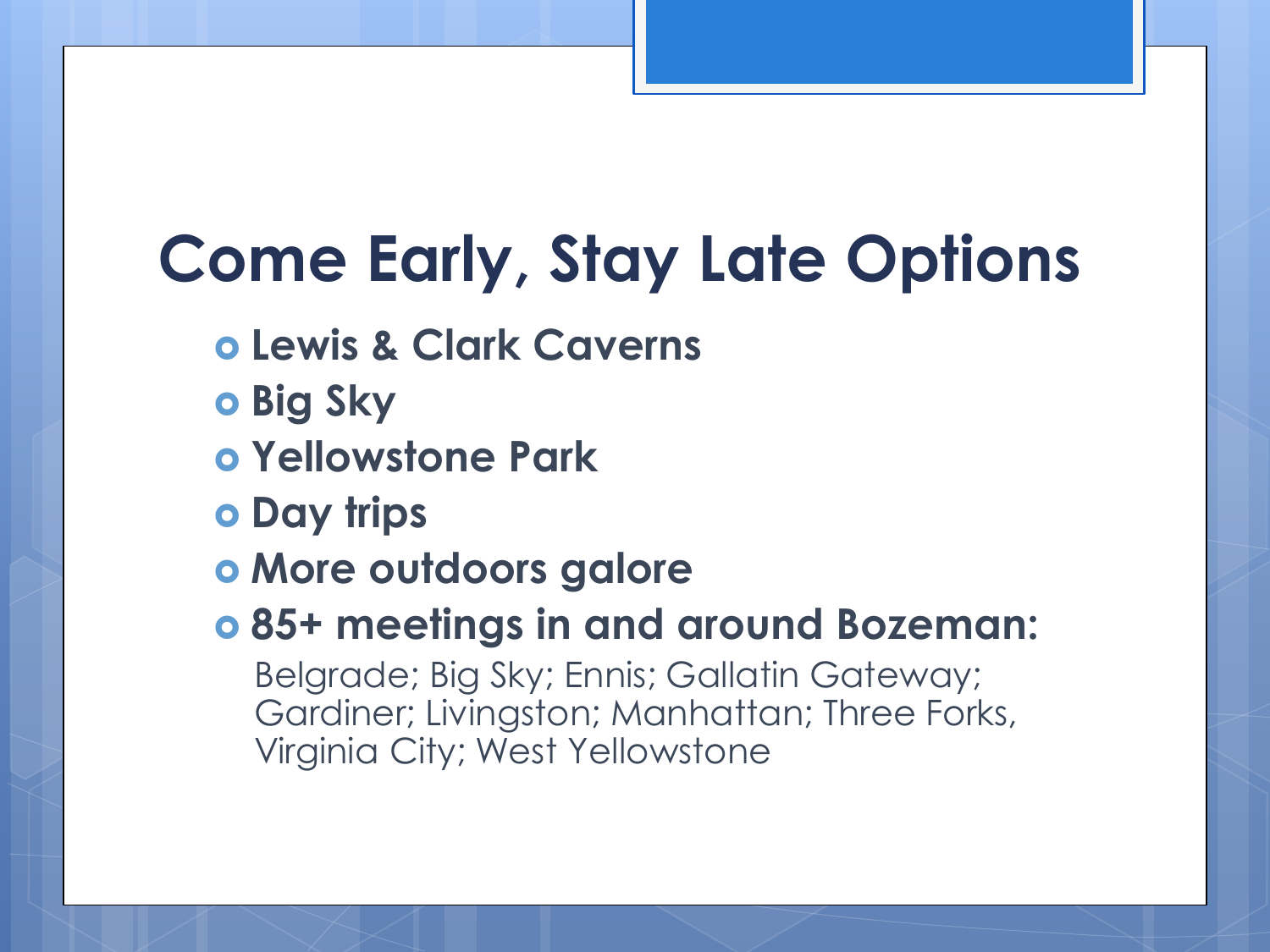# Come Early, Stay Late Options

- **Lewis & Clark Caverns**
- **Big Sky**
- **Yellowstone Park**
- **Day trips**
- **More outdoors galore**
- **85+ meetings in and around Bozeman:**

  Belgrade; Big Sky; Ennis; Gallatin Gateway; Gardiner; Livingston; Manhattan; Three Forks, Virginia City; West Yellowstone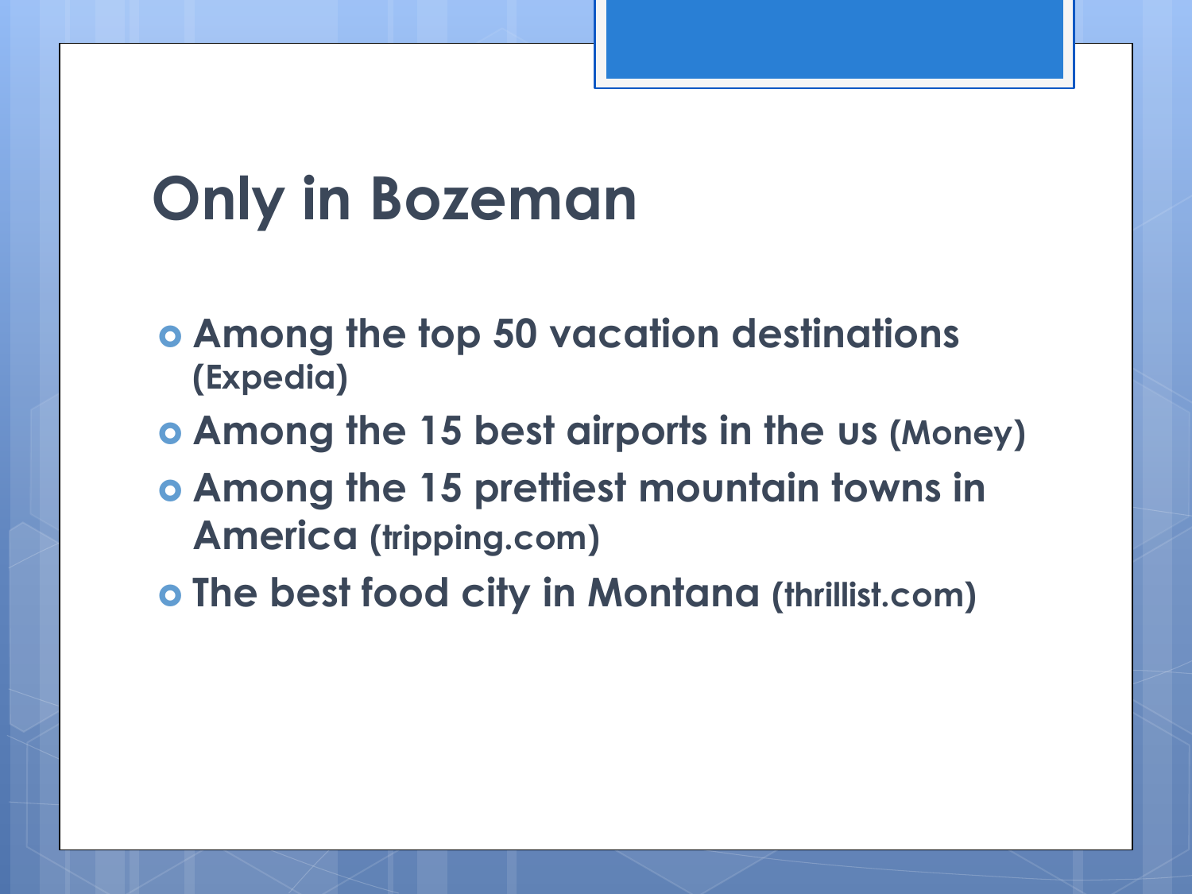# Only in Bozeman

- **Among the top 50 vacation destinations (Expedia)**
- **Among the 15 best airports in the us (Money)**
- **Among the 15 prettiest mountain towns in America (tripping.com)**
- **The best food city in Montana (thrillist.com)**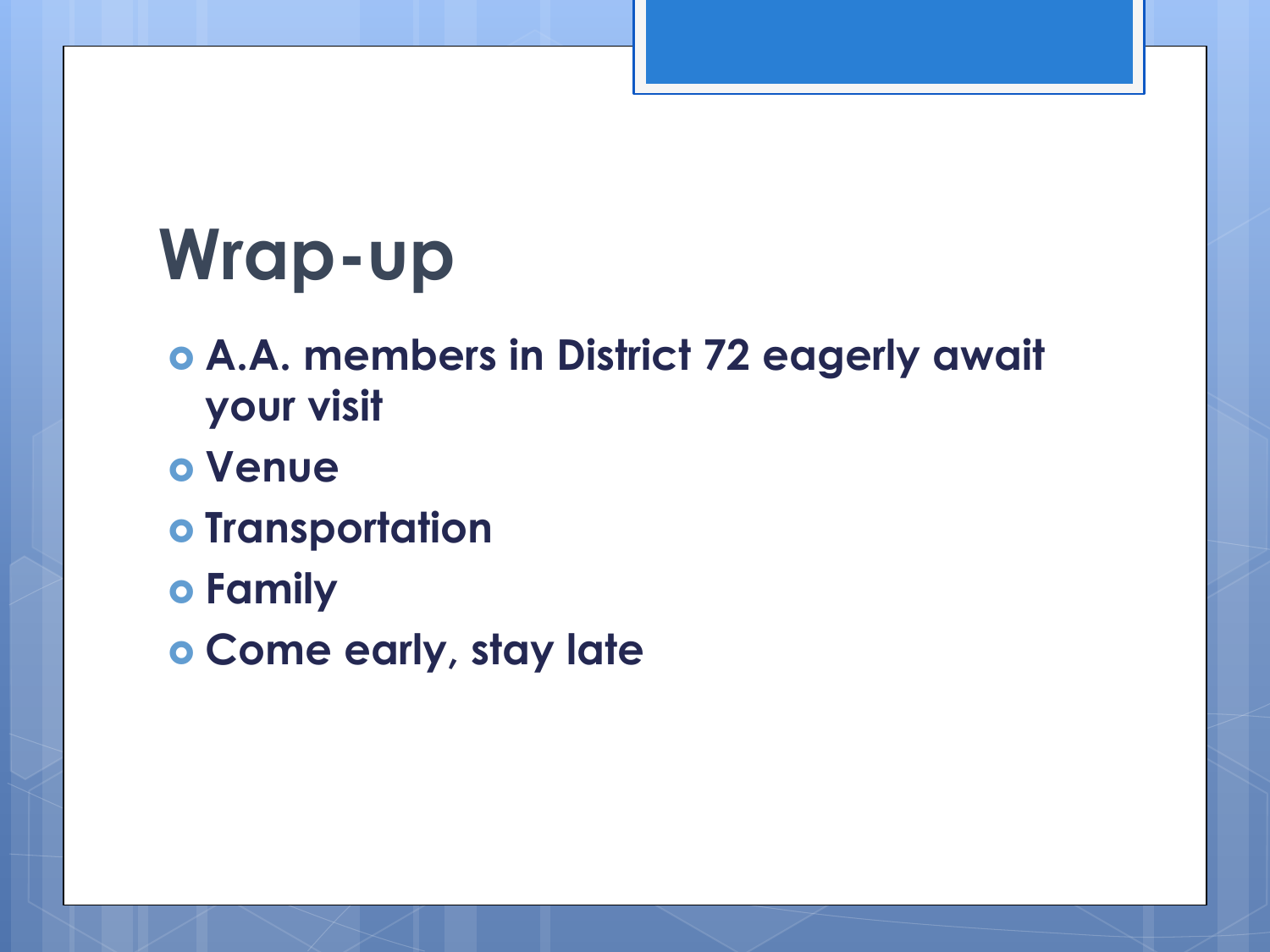# Wrap-up

- A.A. members in District 72 eagerly await your visit
- Venue
- Transportation
- Family
- Come early, stay late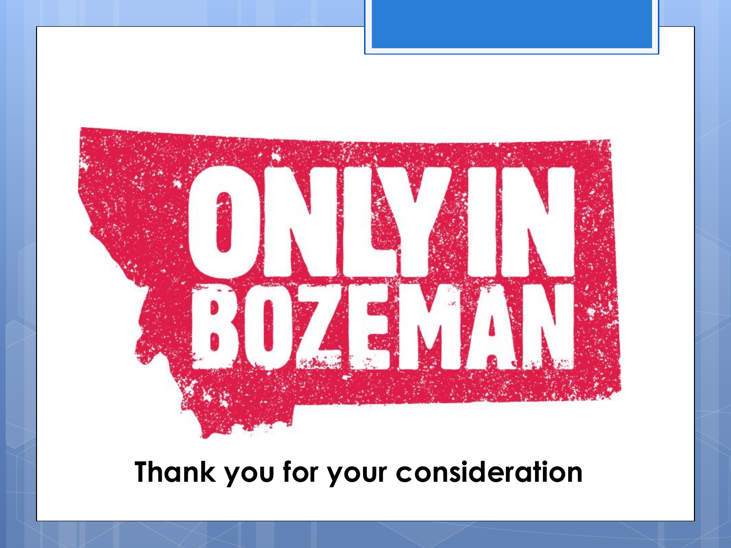ONLY IN BOZEMAN

Thank you for your consideration